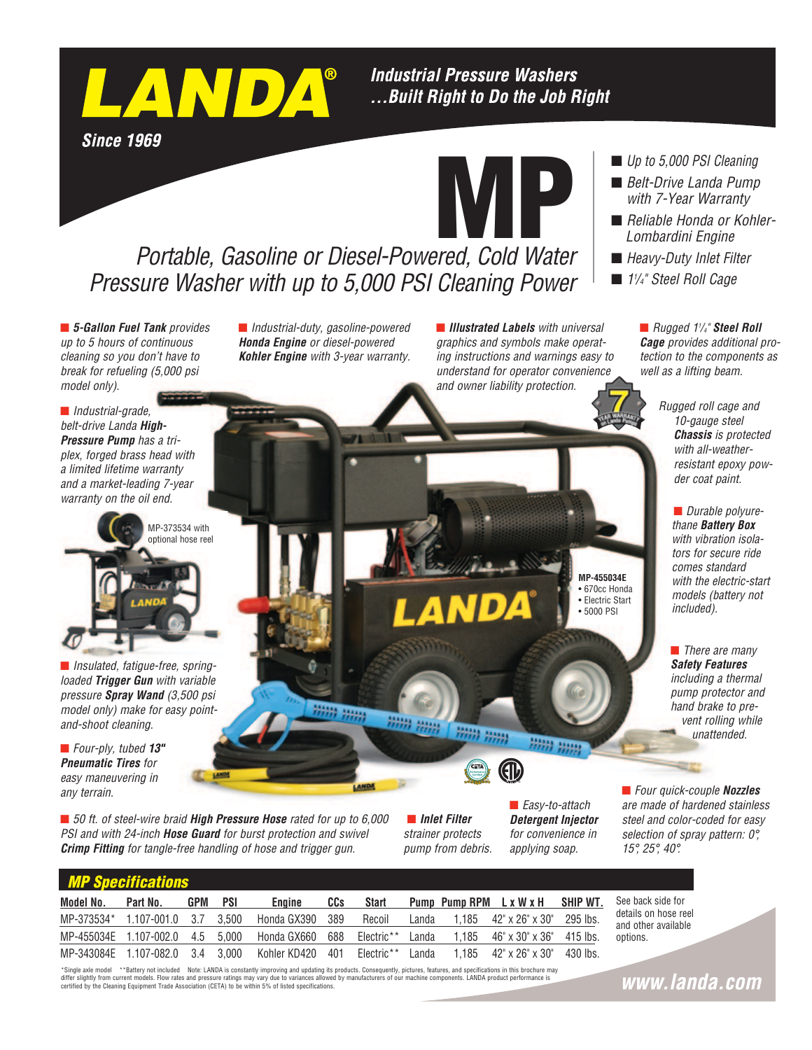# LANDA®

**Since 1969**

***Industrial Pressure Washers***
***...Built Right to Do the Job Right***

# MP

*Portable, Gasoline or Diesel-Powered, Cold Water Pressure Washer with up to 5,000 PSI Cleaning Power*

- *Up to 5,000 PSI Cleaning*
- *Belt-Drive Landa Pump with 7-Year Warranty*
- *Reliable Honda or Kohler-Lombardini Engine*
- *Heavy-Duty Inlet Filter*
- *1¼" Steel Roll Cage*

- ***5-Gallon Fuel Tank*** *provides up to 5 hours of continuous cleaning so you don't have to break for refueling (5,000 psi model only).*
- *Industrial-grade, belt-drive Landa* ***High-Pressure Pump*** *has a triplex, forged brass head with a limited lifetime warranty and a market-leading 7-year warranty on the oil end.*

MP-373534 with optional hose reel

- *Insulated, fatigue-free, spring-loaded* ***Trigger Gun*** *with variable pressure* ***Spray Wand*** *(3,500 psi model only) make for easy point-and-shoot cleaning.*
- *Four-ply, tubed* ***13" Pneumatic Tires*** *for easy maneuvering in any terrain.*
- *Industrial-duty, gasoline-powered* ***Honda Engine*** *or diesel-powered* ***Kohler Engine*** *with 3-year warranty.*
- ***Illustrated Labels*** *with universal graphics and symbols make operating instructions and warnings easy to understand for operator convenience and owner liability protection.*
- *Rugged 1¼"* ***Steel Roll Cage*** *provides additional protection to the components as well as a lifting beam.*

*Rugged roll cage and 10-gauge steel* ***Chassis*** *is protected with all-weather-resistant epoxy powder coat paint.*

- *Durable polyurethane* ***Battery Box*** *with vibration isolators for secure ride comes standard with the electric-start models (battery not included).*
- *There are many* ***Safety Features*** *including a thermal pump protector and hand brake to prevent rolling while unattended.*

**MP-455034E**
- 670cc Honda
- Electric Start
- 5000 PSI

- *50 ft. of steel-wire braid* ***High Pressure Hose*** *rated for up to 6,000 PSI and with 24-inch* ***Hose Guard*** *for burst protection and swivel* ***Crimp Fitting*** *for tangle-free handling of hose and trigger gun.*
- ***Inlet Filter*** *strainer protects pump from debris.*
- *Easy-to-attach* ***Detergent Injector*** *for convenience in applying soap.*
- *Four quick-couple* ***Nozzles*** *are made of hardened stainless steel and color-coded for easy selection of spray pattern: 0°, 15°, 25°, 40°.*

## MP Specifications

| Model No. | Part No. | GPM | PSI | Engine | CCs | Start | Pump | Pump RPM | L x W x H | SHIP WT. |
|---|---|---|---|---|---|---|---|---|---|---|
| MP-373534* | 1.107-001.0 | 3.7 | 3,500 | Honda GX390 | 389 | Recoil | Landa | 1,185 | 42" x 26" x 30" | 295 lbs. |
| MP-455034E | 1.107-002.0 | 4.5 | 5,000 | Honda GX660 | 688 | Electric** | Landa | 1,185 | 46" x 30" x 36" | 415 lbs. |
| MP-343084E | 1.107-082.0 | 3.4 | 3,000 | Kohler KD420 | 401 | Electric** | Landa | 1,185 | 42" x 26" x 30" | 430 lbs. |

See back side for details on hose reel and other available options.

*Single axle model  **Battery not included  Note: LANDA is constantly improving and updating its products. Consequently, pictures, features, and specifications in this brochure may differ slightly from current models. Flow rates and pressure ratings may vary due to variances allowed by manufacturers of our machine components. LANDA product performance is certified by the Cleaning Equipment Trade Association (CETA) to be within 5% of listed specifications.

**www.landa.com**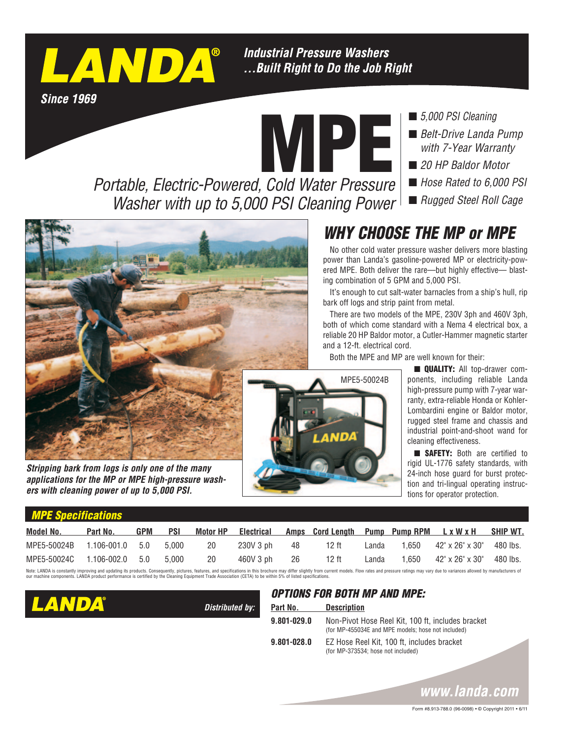# LANDA®

**Since 1969**

***Industrial Pressure Washers …Built Right to Do the Job Right***

# MPE

*Portable, Electric-Powered, Cold Water Pressure Washer with up to 5,000 PSI Cleaning Power*

- *5,000 PSI Cleaning*
- *Belt-Drive Landa Pump with 7-Year Warranty*
- *20 HP Baldor Motor*
- *Hose Rated to 6,000 PSI*
- *Rugged Steel Roll Cage*

***Stripping bark from logs is only one of the many applications for the MP or MPE high-pressure washers with cleaning power of up to 5,000 PSI.***

MPE5-50024B

## WHY CHOOSE THE MP or MPE

No other cold water pressure washer delivers more blasting power than Landa's gasoline-powered MP or electricity-powered MPE. Both deliver the rare—but highly effective— blasting combination of 5 GPM and 5,000 PSI.

It's enough to cut salt-water barnacles from a ship's hull, rip bark off logs and strip paint from metal.

There are two models of the MPE, 230V 3ph and 460V 3ph, both of which come standard with a Nema 4 electrical box, a reliable 20 HP Baldor motor, a Cutler-Hammer magnetic starter and a 12-ft. electrical cord.

Both the MPE and MP are well known for their:

■ **QUALITY:** All top-drawer components, including reliable Landa high-pressure pump with 7-year warranty, extra-reliable Honda or Kohler-Lombardini engine or Baldor motor, rugged steel frame and chassis and industrial point-and-shoot wand for cleaning effectiveness.

■ **SAFETY:** Both are certified to rigid UL-1776 safety standards, with 24-inch hose guard for burst protection and tri-lingual operating instructions for operator protection.

## *MPE Specifications*

| Model No. | Part No. | GPM | PSI | Motor HP | Electrical | Amps | Cord Length | Pump | Pump RPM | L x W x H | SHIP WT. |
|---|---|---|---|---|---|---|---|---|---|---|---|
| MPE5-50024B | 1.106-001.0 | 5.0 | 5,000 | 20 | 230V 3 ph | 48 | 12 ft | Landa | 1,650 | 42" x 26" x 30" | 480 lbs. |
| MPE5-50024C | 1.106-002.0 | 5.0 | 5,000 | 20 | 460V 3 ph | 26 | 12 ft | Landa | 1,650 | 42" x 26" x 30" | 480 lbs. |

Note: LANDA is constantly improving and updating its products. Consequently, pictures, features, and specifications in this brochure may differ slightly from current models. Flow rates and pressure ratings may vary due to variances allowed by manufacturers of our machine components. LANDA product performance is certified by the Cleaning Equipment Trade Association (CETA) to be within 5% of listed specifications.

**LANDA®**

***Distributed by:***

## *OPTIONS FOR BOTH MP AND MPE:*

| Part No. | Description |
|---|---|
| **9.801-029.0** | Non-Pivot Hose Reel Kit, 100 ft, includes bracket (for MP-455034E and MPE models; hose not included) |
| **9.801-028.0** | EZ Hose Reel Kit, 100 ft, includes bracket (for MP-373534; hose not included) |

***www.landa.com***

Form #8.913-788.0 (96-0098) • © Copyright 2011 • 6/11